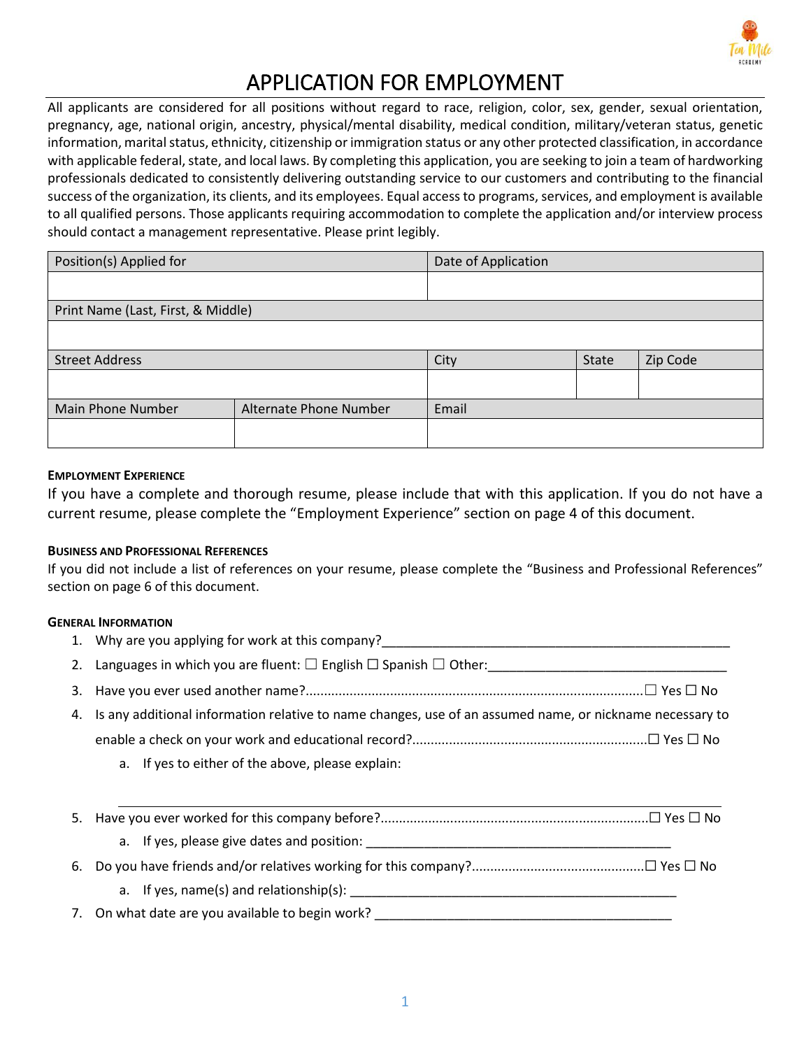# APPLICATION FOR EMPLOYMENT

All applicants are considered for all positions without regard to race, religion, color, sex, gender, sexual orientation, pregnancy, age, national origin, ancestry, physical/mental disability, medical condition, military/veteran status, genetic information, marital status, ethnicity, citizenship or immigration status or any other protected classification, in accordance with applicable federal, state, and local laws. By completing this application, you are seeking to join a team of hardworking professionals dedicated to consistently delivering outstanding service to our customers and contributing to the financial success of the organization, its clients, and its employees. Equal access to programs, services, and employment is available to all qualified persons. Those applicants requiring accommodation to complete the application and/or interview process should contact a management representative. Please print legibly.

| Position(s) Applied for | | Date of Application | | |
|---|---|---|---|---|
| | | | | |
| Print Name (Last, First, & Middle) | | | | |
| | | | | |
| Street Address | | City | State | Zip Code |
| | | | | |
| Main Phone Number | Alternate Phone Number | Email | | |
| | | | | |

**EMPLOYMENT EXPERIENCE**

If you have a complete and thorough resume, please include that with this application. If you do not have a current resume, please complete the "Employment Experience" section on page 4 of this document.

**BUSINESS AND PROFESSIONAL REFERENCES**

If you did not include a list of references on your resume, please complete the "Business and Professional References" section on page 6 of this document.

**GENERAL INFORMATION**

1. Why are you applying for work at this company?___________________________________________________
2. Languages in which you are fluent: ☐ English ☐ Spanish ☐ Other:_________________________________
3. Have you ever used another name?.......................................................................................☐ Yes ☐ No
4. Is any additional information relative to name changes, use of an assumed name, or nickname necessary to enable a check on your work and educational record?...............................................................☐ Yes ☐ No
   a. If yes to either of the above, please explain:

   _____________________________________________________________________________
5. Have you ever worked for this company before?.......................................................................☐ Yes ☐ No
   a. If yes, please give dates and position: ____________________________________________
6. Do you have friends and/or relatives working for this company?.............................................☐ Yes ☐ No
   a. If yes, name(s) and relationship(s): ______________________________________________
7. On what date are you available to begin work? _________________________________________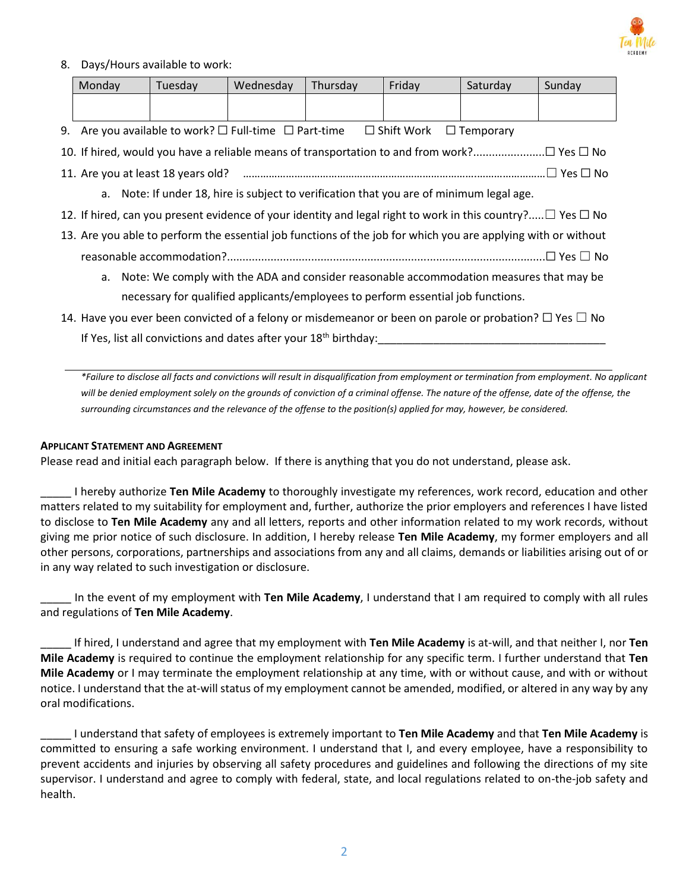8. Days/Hours available to work:

| Monday | Tuesday | Wednesday | Thursday | Friday | Saturday | Sunday |
|---|---|---|---|---|---|---|
| | | | | | | |

9. Are you available to work? ☐ Full-time ☐ Part-time ☐ Shift Work ☐ Temporary
10. If hired, would you have a reliable means of transportation to and from work?........................☐ Yes ☐ No
11. Are you at least 18 years old? ………………………………………………………………………………………☐ Yes ☐ No
    a. Note: If under 18, hire is subject to verification that you are of minimum legal age.
12. If hired, can you present evidence of your identity and legal right to work in this country?.....☐ Yes ☐ No
13. Are you able to perform the essential job functions of the job for which you are applying with or without reasonable accommodation?.....................................................................................................☐ Yes ☐ No
    a. Note: We comply with the ADA and consider reasonable accommodation measures that may be necessary for qualified applicants/employees to perform essential job functions.
14. Have you ever been convicted of a felony or misdemeanor or been on parole or probation? ☐ Yes ☐ No

    If Yes, list all convictions and dates after your 18th birthday:_____________________________________

---

*\*Failure to disclose all facts and convictions will result in disqualification from employment or termination from employment. No applicant will be denied employment solely on the grounds of conviction of a criminal offense. The nature of the offense, date of the offense, the surrounding circumstances and the relevance of the offense to the position(s) applied for may, however, be considered.*

**APPLICANT STATEMENT AND AGREEMENT**

Please read and initial each paragraph below. If there is anything that you do not understand, please ask.

_____ I hereby authorize **Ten Mile Academy** to thoroughly investigate my references, work record, education and other matters related to my suitability for employment and, further, authorize the prior employers and references I have listed to disclose to **Ten Mile Academy** any and all letters, reports and other information related to my work records, without giving me prior notice of such disclosure. In addition, I hereby release **Ten Mile Academy**, my former employers and all other persons, corporations, partnerships and associations from any and all claims, demands or liabilities arising out of or in any way related to such investigation or disclosure.

_____ In the event of my employment with **Ten Mile Academy**, I understand that I am required to comply with all rules and regulations of **Ten Mile Academy**.

_____ If hired, I understand and agree that my employment with **Ten Mile Academy** is at-will, and that neither I, nor **Ten Mile Academy** is required to continue the employment relationship for any specific term. I further understand that **Ten Mile Academy** or I may terminate the employment relationship at any time, with or without cause, and with or without notice. I understand that the at-will status of my employment cannot be amended, modified, or altered in any way by any oral modifications.

_____ I understand that safety of employees is extremely important to **Ten Mile Academy** and that **Ten Mile Academy** is committed to ensuring a safe working environment. I understand that I, and every employee, have a responsibility to prevent accidents and injuries by observing all safety procedures and guidelines and following the directions of my site supervisor. I understand and agree to comply with federal, state, and local regulations related to on-the-job safety and health.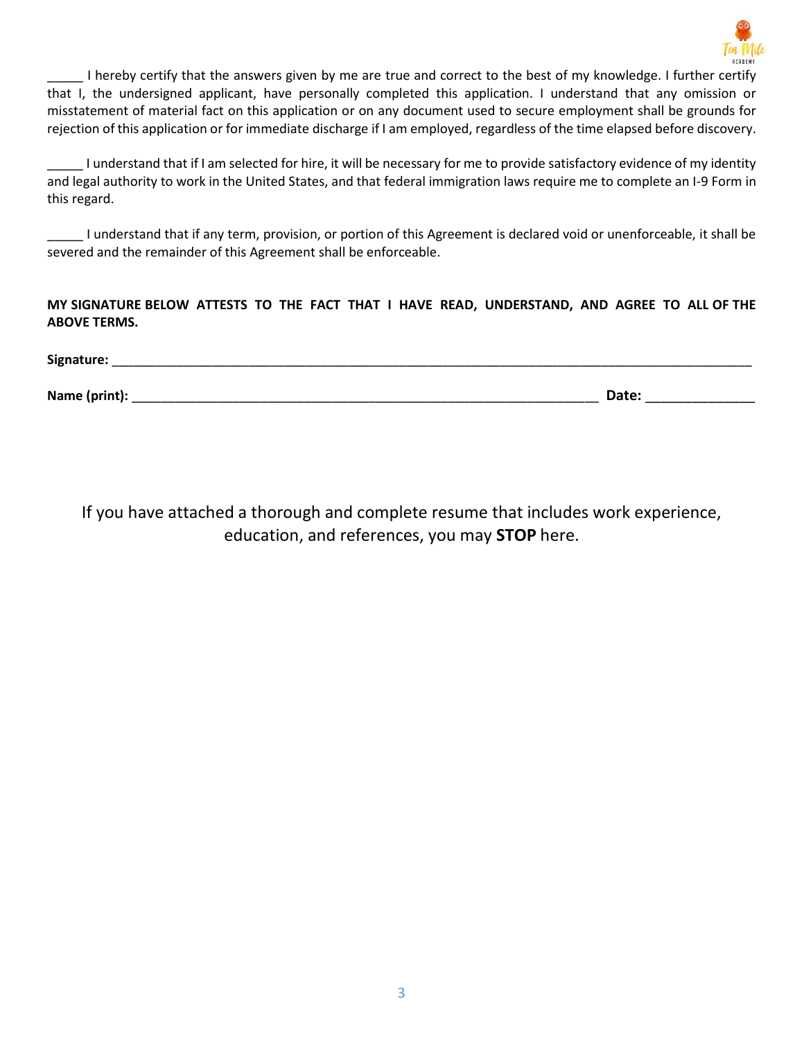_____ I hereby certify that the answers given by me are true and correct to the best of my knowledge. I further certify that I, the undersigned applicant, have personally completed this application. I understand that any omission or misstatement of material fact on this application or on any document used to secure employment shall be grounds for rejection of this application or for immediate discharge if I am employed, regardless of the time elapsed before discovery.

_____ I understand that if I am selected for hire, it will be necessary for me to provide satisfactory evidence of my identity and legal authority to work in the United States, and that federal immigration laws require me to complete an I-9 Form in this regard.

_____ I understand that if any term, provision, or portion of this Agreement is declared void or unenforceable, it shall be severed and the remainder of this Agreement shall be enforceable.

**MY SIGNATURE BELOW ATTESTS TO THE FACT THAT I HAVE READ, UNDERSTAND, AND AGREE TO ALL OF THE ABOVE TERMS.**

**Signature:** ______________________________________________________________________________

**Name (print):** ________________________________________________________ **Date:** _____________

If you have attached a thorough and complete resume that includes work experience, education, and references, you may **STOP** here.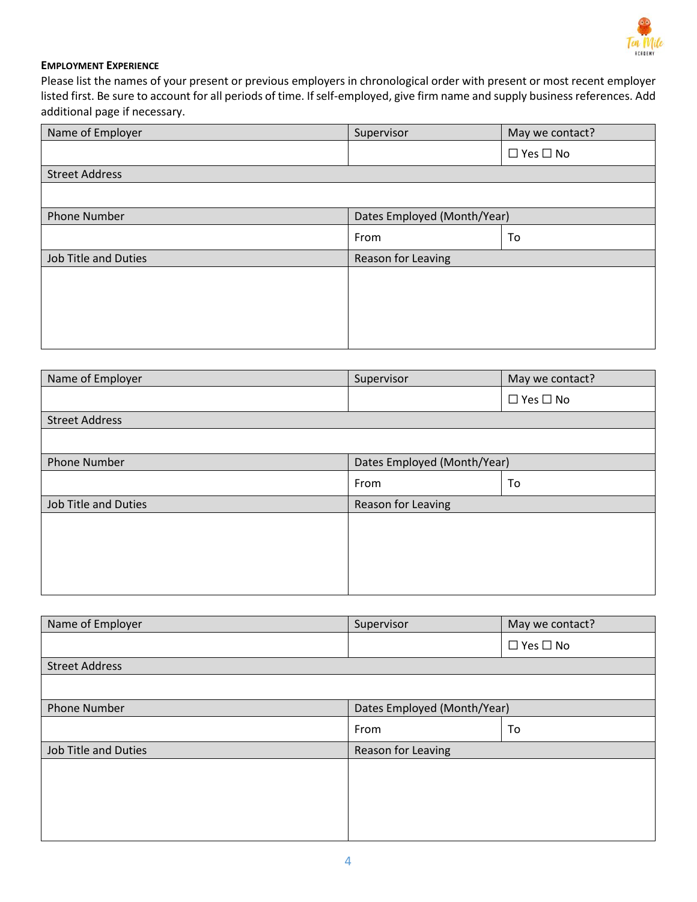**EMPLOYMENT EXPERIENCE**

Please list the names of your present or previous employers in chronological order with present or most recent employer listed first. Be sure to account for all periods of time. If self-employed, give firm name and supply business references. Add additional page if necessary.

| Name of Employer | Supervisor | May we contact? |
|---|---|---|
| | | ☐ Yes ☐ No |
| Street Address | | |
| | | |
| Phone Number | Dates Employed (Month/Year) | |
| | From | To |
| Job Title and Duties | Reason for Leaving | |
| | | |

| Name of Employer | Supervisor | May we contact? |
|---|---|---|
| | | ☐ Yes ☐ No |
| Street Address | | |
| | | |
| Phone Number | Dates Employed (Month/Year) | |
| | From | To |
| Job Title and Duties | Reason for Leaving | |
| | | |

| Name of Employer | Supervisor | May we contact? |
|---|---|---|
| | | ☐ Yes ☐ No |
| Street Address | | |
| | | |
| Phone Number | Dates Employed (Month/Year) | |
| | From | To |
| Job Title and Duties | Reason for Leaving | |
| | | |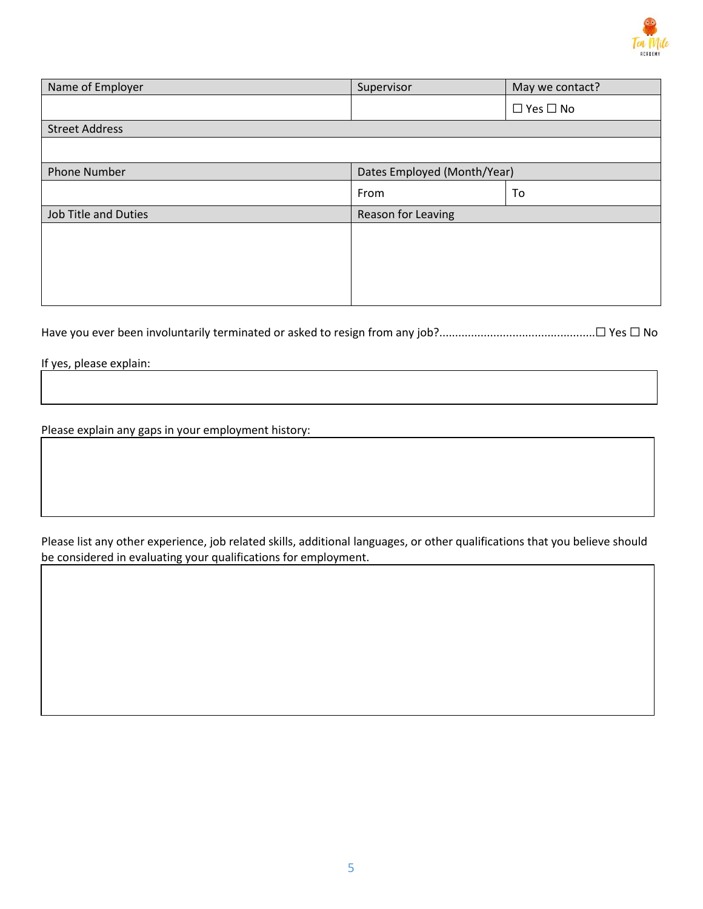| Name of Employer | Supervisor | May we contact? |
| --- | --- | --- |
| | | ☐ Yes ☐ No |
| Street Address | | |
| | | |
| Phone Number | Dates Employed (Month/Year) | |
| | From | To |
| Job Title and Duties | Reason for Leaving | |
| | | |

Have you ever been involuntarily terminated or asked to resign from any job?................................................☐ Yes ☐ No

If yes, please explain:

Please explain any gaps in your employment history:

Please list any other experience, job related skills, additional languages, or other qualifications that you believe should be considered in evaluating your qualifications for employment.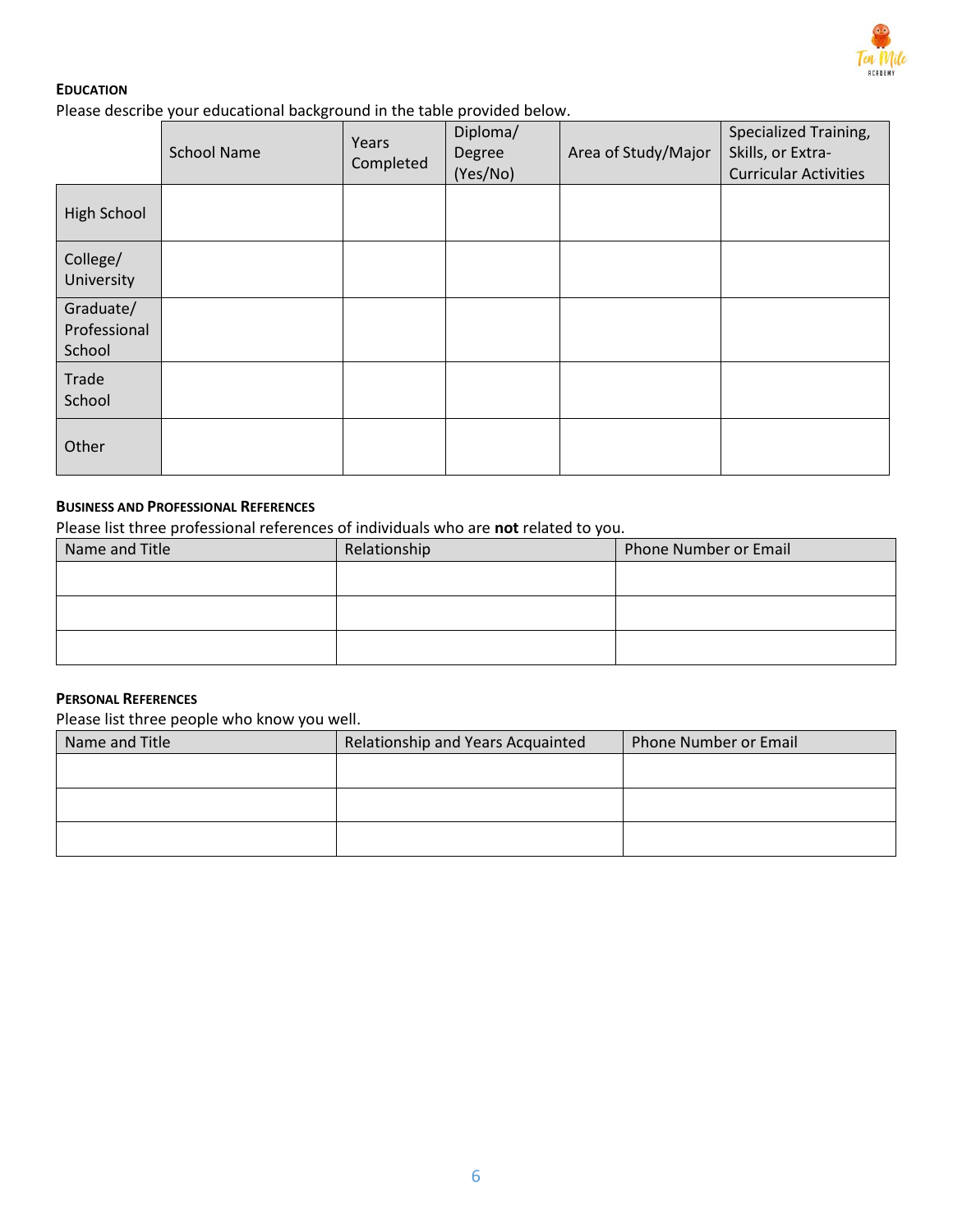## EDUCATION

Please describe your educational background in the table provided below.

| | School Name | Years Completed | Diploma/ Degree (Yes/No) | Area of Study/Major | Specialized Training, Skills, or Extra-Curricular Activities |
|---|---|---|---|---|---|
| High School | | | | | |
| College/ University | | | | | |
| Graduate/ Professional School | | | | | |
| Trade School | | | | | |
| Other | | | | | |

## BUSINESS AND PROFESSIONAL REFERENCES

Please list three professional references of individuals who are **not** related to you.

| Name and Title | Relationship | Phone Number or Email |
|---|---|---|
| | | |
| | | |
| | | |

## PERSONAL REFERENCES

Please list three people who know you well.

| Name and Title | Relationship and Years Acquainted | Phone Number or Email |
|---|---|---|
| | | |
| | | |
| | | |